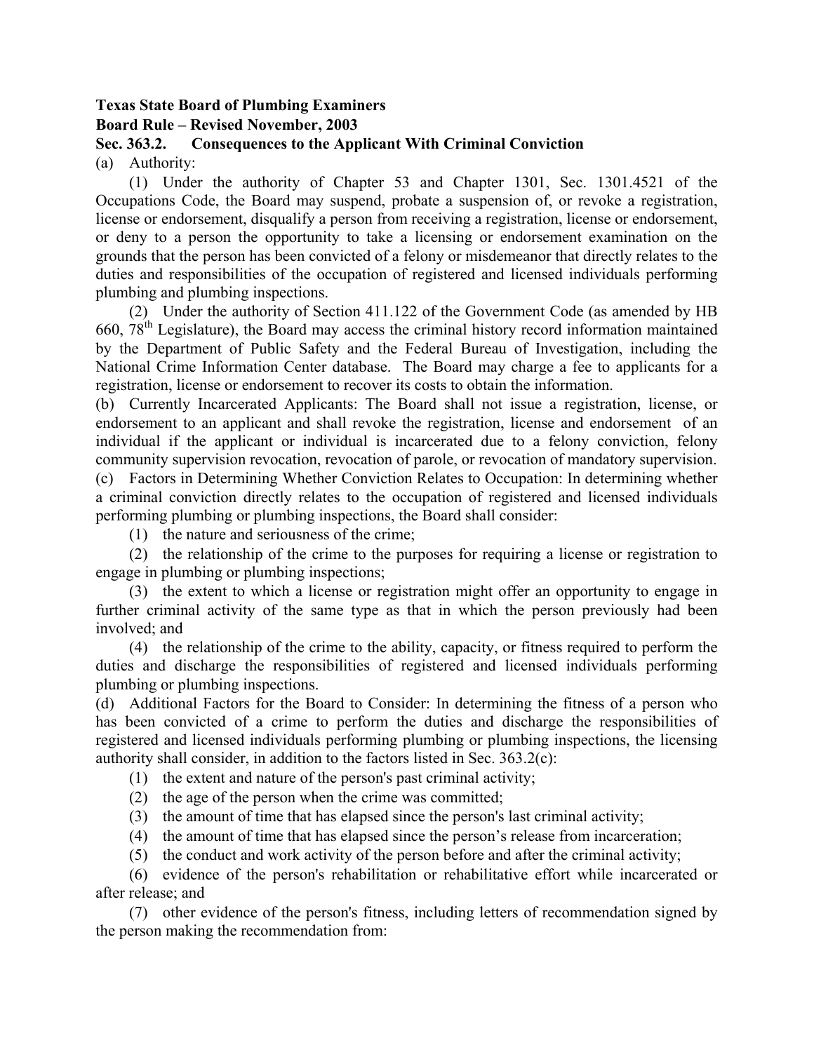**Texas State Board of Plumbing Examiners**

**Board Rule – Revised November, 2003**

**Sec. 363.2. Consequences to the Applicant With Criminal Conviction**

(a) Authority:

(1) Under the authority of Chapter 53 and Chapter 1301, Sec. 1301.4521 of the Occupations Code, the Board may suspend, probate a suspension of, or revoke a registration, license or endorsement, disqualify a person from receiving a registration, license or endorsement, or deny to a person the opportunity to take a licensing or endorsement examination on the grounds that the person has been convicted of a felony or misdemeanor that directly relates to the duties and responsibilities of the occupation of registered and licensed individuals performing plumbing and plumbing inspections.

(2) Under the authority of Section 411.122 of the Government Code (as amended by HB 660, 78th Legislature), the Board may access the criminal history record information maintained by the Department of Public Safety and the Federal Bureau of Investigation, including the National Crime Information Center database. The Board may charge a fee to applicants for a registration, license or endorsement to recover its costs to obtain the information.

(b) Currently Incarcerated Applicants: The Board shall not issue a registration, license, or endorsement to an applicant and shall revoke the registration, license and endorsement of an individual if the applicant or individual is incarcerated due to a felony conviction, felony community supervision revocation, revocation of parole, or revocation of mandatory supervision.

(c) Factors in Determining Whether Conviction Relates to Occupation: In determining whether a criminal conviction directly relates to the occupation of registered and licensed individuals performing plumbing or plumbing inspections, the Board shall consider:

(1) the nature and seriousness of the crime;

(2) the relationship of the crime to the purposes for requiring a license or registration to engage in plumbing or plumbing inspections;

(3) the extent to which a license or registration might offer an opportunity to engage in further criminal activity of the same type as that in which the person previously had been involved; and

(4) the relationship of the crime to the ability, capacity, or fitness required to perform the duties and discharge the responsibilities of registered and licensed individuals performing plumbing or plumbing inspections.

(d) Additional Factors for the Board to Consider: In determining the fitness of a person who has been convicted of a crime to perform the duties and discharge the responsibilities of registered and licensed individuals performing plumbing or plumbing inspections, the licensing authority shall consider, in addition to the factors listed in Sec. 363.2(c):

(1) the extent and nature of the person's past criminal activity;

(2) the age of the person when the crime was committed;

(3) the amount of time that has elapsed since the person's last criminal activity;

(4) the amount of time that has elapsed since the person's release from incarceration;

(5) the conduct and work activity of the person before and after the criminal activity;

(6) evidence of the person's rehabilitation or rehabilitative effort while incarcerated or after release; and

(7) other evidence of the person's fitness, including letters of recommendation signed by the person making the recommendation from: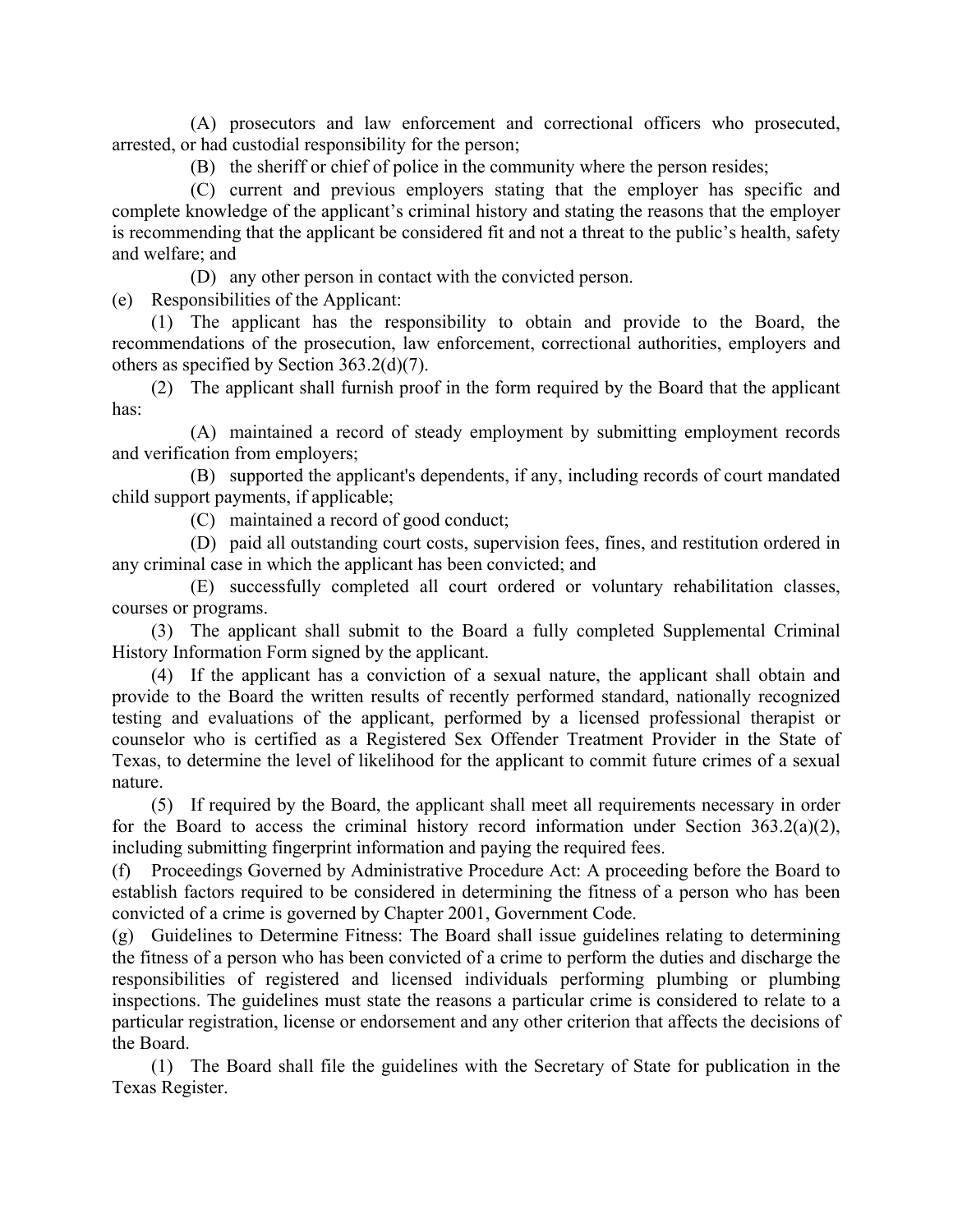(A) prosecutors and law enforcement and correctional officers who prosecuted, arrested, or had custodial responsibility for the person;

(B) the sheriff or chief of police in the community where the person resides;

(C) current and previous employers stating that the employer has specific and complete knowledge of the applicant's criminal history and stating the reasons that the employer is recommending that the applicant be considered fit and not a threat to the public's health, safety and welfare; and

(D) any other person in contact with the convicted person.

(e) Responsibilities of the Applicant:

(1) The applicant has the responsibility to obtain and provide to the Board, the recommendations of the prosecution, law enforcement, correctional authorities, employers and others as specified by Section 363.2(d)(7).

(2) The applicant shall furnish proof in the form required by the Board that the applicant has:

(A) maintained a record of steady employment by submitting employment records and verification from employers;

(B) supported the applicant's dependents, if any, including records of court mandated child support payments, if applicable;

(C) maintained a record of good conduct;

(D) paid all outstanding court costs, supervision fees, fines, and restitution ordered in any criminal case in which the applicant has been convicted; and

(E) successfully completed all court ordered or voluntary rehabilitation classes, courses or programs.

(3) The applicant shall submit to the Board a fully completed Supplemental Criminal History Information Form signed by the applicant.

(4) If the applicant has a conviction of a sexual nature, the applicant shall obtain and provide to the Board the written results of recently performed standard, nationally recognized testing and evaluations of the applicant, performed by a licensed professional therapist or counselor who is certified as a Registered Sex Offender Treatment Provider in the State of Texas, to determine the level of likelihood for the applicant to commit future crimes of a sexual nature.

(5) If required by the Board, the applicant shall meet all requirements necessary in order for the Board to access the criminal history record information under Section 363.2(a)(2), including submitting fingerprint information and paying the required fees.

(f) Proceedings Governed by Administrative Procedure Act: A proceeding before the Board to establish factors required to be considered in determining the fitness of a person who has been convicted of a crime is governed by Chapter 2001, Government Code.

(g) Guidelines to Determine Fitness: The Board shall issue guidelines relating to determining the fitness of a person who has been convicted of a crime to perform the duties and discharge the responsibilities of registered and licensed individuals performing plumbing or plumbing inspections. The guidelines must state the reasons a particular crime is considered to relate to a particular registration, license or endorsement and any other criterion that affects the decisions of the Board.

(1) The Board shall file the guidelines with the Secretary of State for publication in the Texas Register.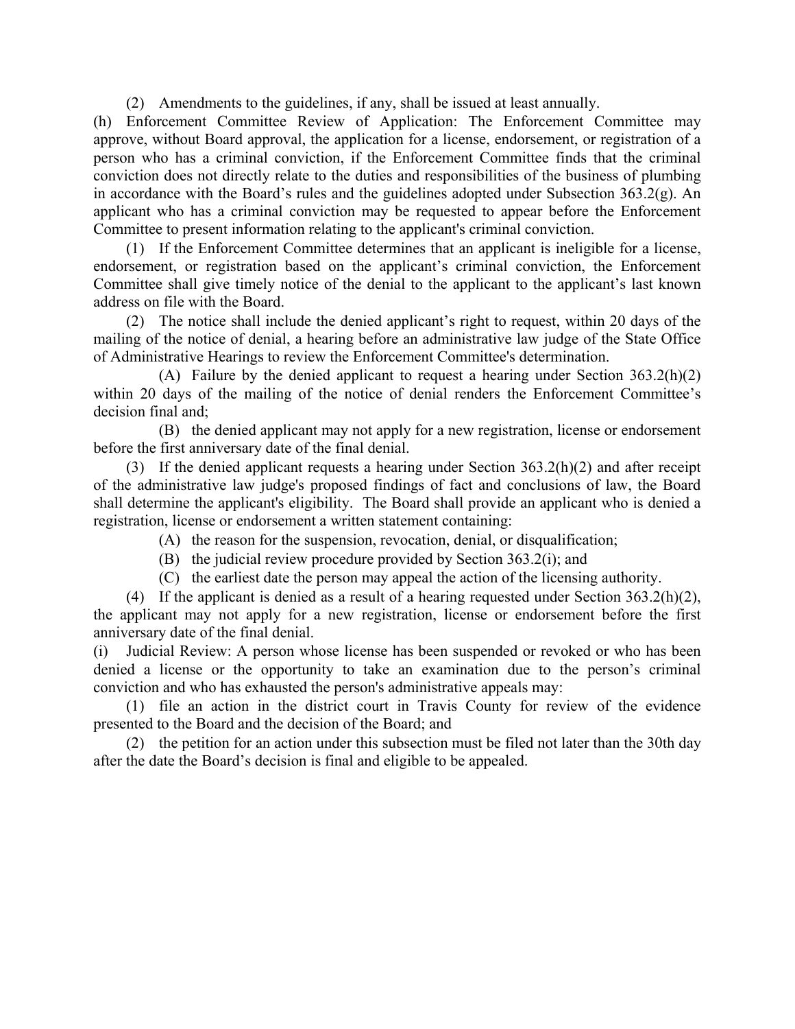(2) Amendments to the guidelines, if any, shall be issued at least annually.

(h) Enforcement Committee Review of Application: The Enforcement Committee may approve, without Board approval, the application for a license, endorsement, or registration of a person who has a criminal conviction, if the Enforcement Committee finds that the criminal conviction does not directly relate to the duties and responsibilities of the business of plumbing in accordance with the Board's rules and the guidelines adopted under Subsection 363.2(g). An applicant who has a criminal conviction may be requested to appear before the Enforcement Committee to present information relating to the applicant's criminal conviction.

(1) If the Enforcement Committee determines that an applicant is ineligible for a license, endorsement, or registration based on the applicant's criminal conviction, the Enforcement Committee shall give timely notice of the denial to the applicant to the applicant's last known address on file with the Board.

(2) The notice shall include the denied applicant's right to request, within 20 days of the mailing of the notice of denial, a hearing before an administrative law judge of the State Office of Administrative Hearings to review the Enforcement Committee's determination.

(A) Failure by the denied applicant to request a hearing under Section 363.2(h)(2) within 20 days of the mailing of the notice of denial renders the Enforcement Committee's decision final and;

(B) the denied applicant may not apply for a new registration, license or endorsement before the first anniversary date of the final denial.

(3) If the denied applicant requests a hearing under Section 363.2(h)(2) and after receipt of the administrative law judge's proposed findings of fact and conclusions of law, the Board shall determine the applicant's eligibility. The Board shall provide an applicant who is denied a registration, license or endorsement a written statement containing:

(A) the reason for the suspension, revocation, denial, or disqualification;

(B) the judicial review procedure provided by Section 363.2(i); and

(C) the earliest date the person may appeal the action of the licensing authority.

(4) If the applicant is denied as a result of a hearing requested under Section 363.2(h)(2), the applicant may not apply for a new registration, license or endorsement before the first anniversary date of the final denial.

(i) Judicial Review: A person whose license has been suspended or revoked or who has been denied a license or the opportunity to take an examination due to the person's criminal conviction and who has exhausted the person's administrative appeals may:

(1) file an action in the district court in Travis County for review of the evidence presented to the Board and the decision of the Board; and

(2) the petition for an action under this subsection must be filed not later than the 30th day after the date the Board's decision is final and eligible to be appealed.